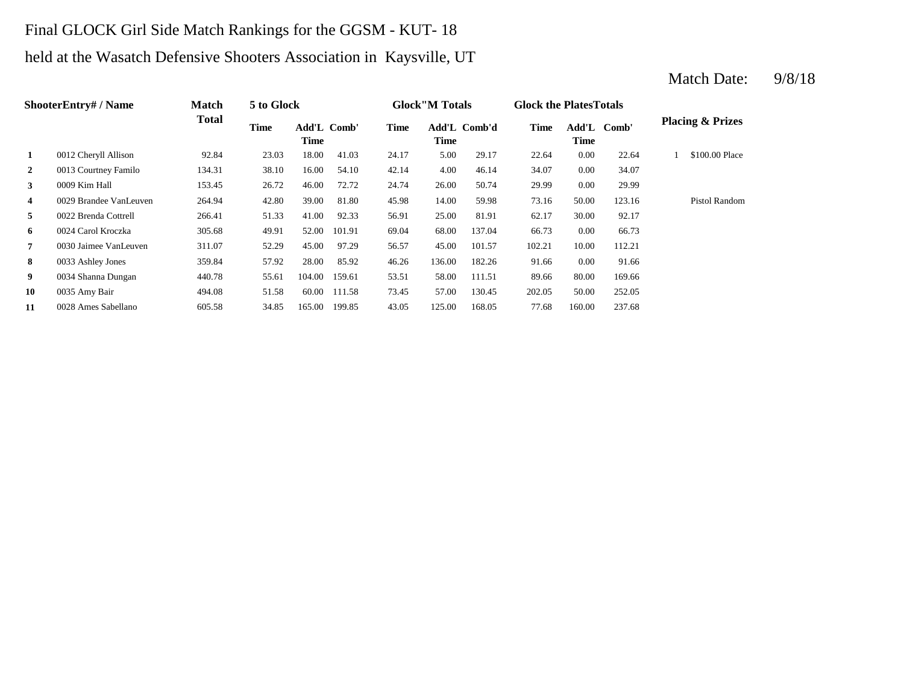Final GLOCK Girl Side Match Rankings for the GGSM - KUT- 18

held at the Wasatch Defensive Shooters Association in Kaysville, UT

Match Date: 9/8/18

| | ShooterEntry# / Name | Match Total | 5 to Glock | | | Glock"M Totals | | | Glock the PlatesTotals | | | Placing & Prizes | |
|---|---|---|---|---|---|---|---|---|---|---|---|---|---|
| | | | Time | Add'L Time | Comb' | Time | Add'L Time | Comb'd | Time | Add'L Time | Comb' | | |
| **1** | 0012 Cheryll Allison | 92.84 | 23.03 | 18.00 | 41.03 | 24.17 | 5.00 | 29.17 | 22.64 | 0.00 | 22.64 | 1 | $100.00 Place |
| **2** | 0013 Courtney Familo | 134.31 | 38.10 | 16.00 | 54.10 | 42.14 | 4.00 | 46.14 | 34.07 | 0.00 | 34.07 | | |
| **3** | 0009 Kim Hall | 153.45 | 26.72 | 46.00 | 72.72 | 24.74 | 26.00 | 50.74 | 29.99 | 0.00 | 29.99 | | |
| **4** | 0029 Brandee VanLeuven | 264.94 | 42.80 | 39.00 | 81.80 | 45.98 | 14.00 | 59.98 | 73.16 | 50.00 | 123.16 | | Pistol Random |
| **5** | 0022 Brenda Cottrell | 266.41 | 51.33 | 41.00 | 92.33 | 56.91 | 25.00 | 81.91 | 62.17 | 30.00 | 92.17 | | |
| **6** | 0024 Carol Kroczka | 305.68 | 49.91 | 52.00 | 101.91 | 69.04 | 68.00 | 137.04 | 66.73 | 0.00 | 66.73 | | |
| **7** | 0030 Jaimee VanLeuven | 311.07 | 52.29 | 45.00 | 97.29 | 56.57 | 45.00 | 101.57 | 102.21 | 10.00 | 112.21 | | |
| **8** | 0033 Ashley Jones | 359.84 | 57.92 | 28.00 | 85.92 | 46.26 | 136.00 | 182.26 | 91.66 | 0.00 | 91.66 | | |
| **9** | 0034 Shanna Dungan | 440.78 | 55.61 | 104.00 | 159.61 | 53.51 | 58.00 | 111.51 | 89.66 | 80.00 | 169.66 | | |
| **10** | 0035 Amy Bair | 494.08 | 51.58 | 60.00 | 111.58 | 73.45 | 57.00 | 130.45 | 202.05 | 50.00 | 252.05 | | |
| **11** | 0028 Ames Sabellano | 605.58 | 34.85 | 165.00 | 199.85 | 43.05 | 125.00 | 168.05 | 77.68 | 160.00 | 237.68 | | |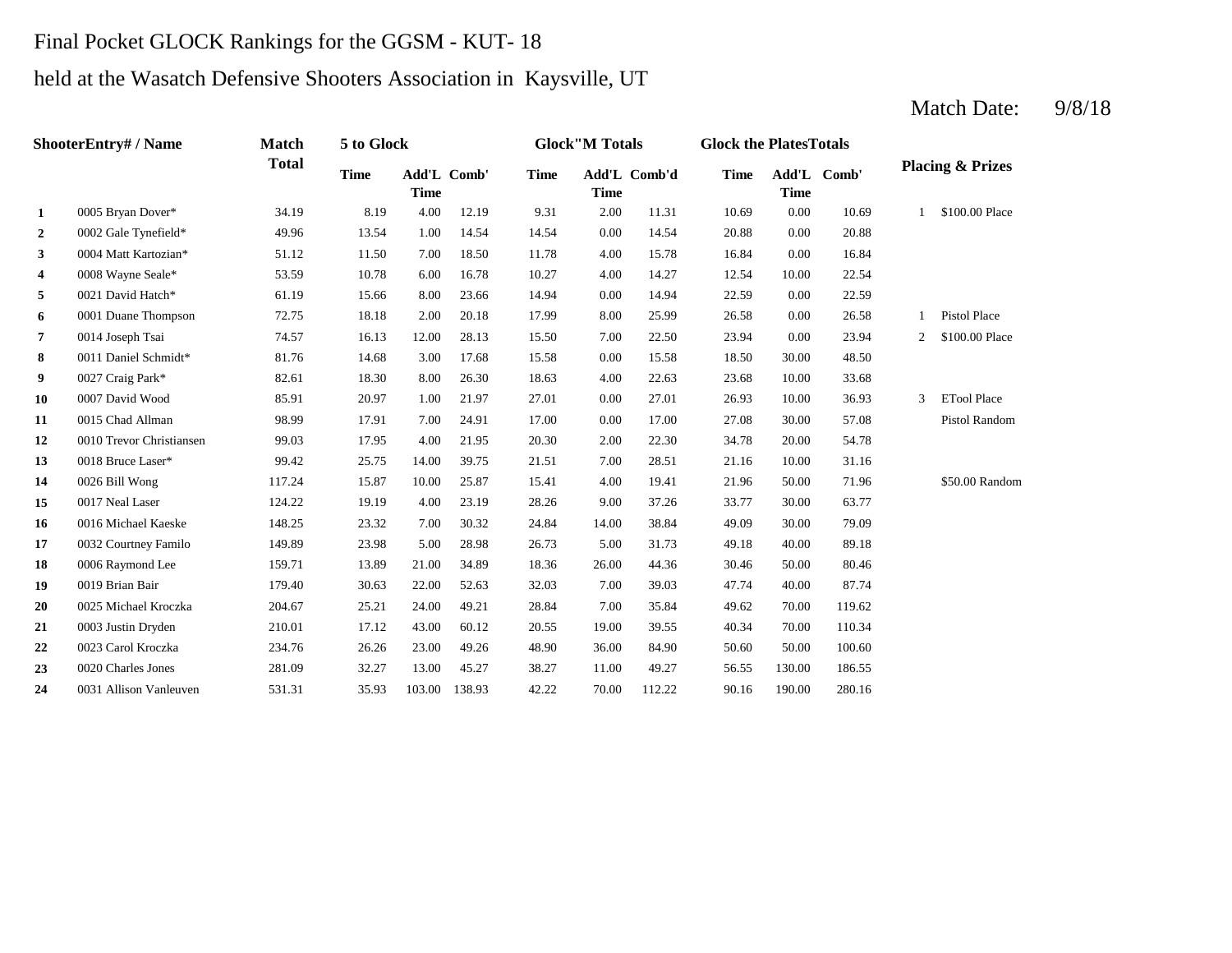Final Pocket GLOCK Rankings for the GGSM - KUT- 18

held at the Wasatch Defensive Shooters Association in Kaysville, UT

Match Date: 9/8/18

| | ShooterEntry# / Name | Match Total | 5 to Glock | | | Glock"M Totals | | | Glock the PlatesTotals | | | Placing & Prizes | |
|---|---|---|---|---|---|---|---|---|---|---|---|---|---|
| | | | Time | Add'L Time | Comb' | Time | Add'L Time | Comb'd | Time | Add'L Time | Comb' | | |
| 1 | 0005 Bryan Dover* | 34.19 | 8.19 | 4.00 | 12.19 | 9.31 | 2.00 | 11.31 | 10.69 | 0.00 | 10.69 | 1 | $100.00 Place |
| 2 | 0002 Gale Tynefield* | 49.96 | 13.54 | 1.00 | 14.54 | 14.54 | 0.00 | 14.54 | 20.88 | 0.00 | 20.88 | | |
| 3 | 0004 Matt Kartozian* | 51.12 | 11.50 | 7.00 | 18.50 | 11.78 | 4.00 | 15.78 | 16.84 | 0.00 | 16.84 | | |
| 4 | 0008 Wayne Seale* | 53.59 | 10.78 | 6.00 | 16.78 | 10.27 | 4.00 | 14.27 | 12.54 | 10.00 | 22.54 | | |
| 5 | 0021 David Hatch* | 61.19 | 15.66 | 8.00 | 23.66 | 14.94 | 0.00 | 14.94 | 22.59 | 0.00 | 22.59 | | |
| 6 | 0001 Duane Thompson | 72.75 | 18.18 | 2.00 | 20.18 | 17.99 | 8.00 | 25.99 | 26.58 | 0.00 | 26.58 | 1 | Pistol Place |
| 7 | 0014 Joseph Tsai | 74.57 | 16.13 | 12.00 | 28.13 | 15.50 | 7.00 | 22.50 | 23.94 | 0.00 | 23.94 | 2 | $100.00 Place |
| 8 | 0011 Daniel Schmidt* | 81.76 | 14.68 | 3.00 | 17.68 | 15.58 | 0.00 | 15.58 | 18.50 | 30.00 | 48.50 | | |
| 9 | 0027 Craig Park* | 82.61 | 18.30 | 8.00 | 26.30 | 18.63 | 4.00 | 22.63 | 23.68 | 10.00 | 33.68 | | |
| 10 | 0007 David Wood | 85.91 | 20.97 | 1.00 | 21.97 | 27.01 | 0.00 | 27.01 | 26.93 | 10.00 | 36.93 | 3 | ETool Place |
| 11 | 0015 Chad Allman | 98.99 | 17.91 | 7.00 | 24.91 | 17.00 | 0.00 | 17.00 | 27.08 | 30.00 | 57.08 | | Pistol Random |
| 12 | 0010 Trevor Christiansen | 99.03 | 17.95 | 4.00 | 21.95 | 20.30 | 2.00 | 22.30 | 34.78 | 20.00 | 54.78 | | |
| 13 | 0018 Bruce Laser* | 99.42 | 25.75 | 14.00 | 39.75 | 21.51 | 7.00 | 28.51 | 21.16 | 10.00 | 31.16 | | |
| 14 | 0026 Bill Wong | 117.24 | 15.87 | 10.00 | 25.87 | 15.41 | 4.00 | 19.41 | 21.96 | 50.00 | 71.96 | | $50.00 Random |
| 15 | 0017 Neal Laser | 124.22 | 19.19 | 4.00 | 23.19 | 28.26 | 9.00 | 37.26 | 33.77 | 30.00 | 63.77 | | |
| 16 | 0016 Michael Kaeske | 148.25 | 23.32 | 7.00 | 30.32 | 24.84 | 14.00 | 38.84 | 49.09 | 30.00 | 79.09 | | |
| 17 | 0032 Courtney Familo | 149.89 | 23.98 | 5.00 | 28.98 | 26.73 | 5.00 | 31.73 | 49.18 | 40.00 | 89.18 | | |
| 18 | 0006 Raymond Lee | 159.71 | 13.89 | 21.00 | 34.89 | 18.36 | 26.00 | 44.36 | 30.46 | 50.00 | 80.46 | | |
| 19 | 0019 Brian Bair | 179.40 | 30.63 | 22.00 | 52.63 | 32.03 | 7.00 | 39.03 | 47.74 | 40.00 | 87.74 | | |
| 20 | 0025 Michael Kroczka | 204.67 | 25.21 | 24.00 | 49.21 | 28.84 | 7.00 | 35.84 | 49.62 | 70.00 | 119.62 | | |
| 21 | 0003 Justin Dryden | 210.01 | 17.12 | 43.00 | 60.12 | 20.55 | 19.00 | 39.55 | 40.34 | 70.00 | 110.34 | | |
| 22 | 0023 Carol Kroczka | 234.76 | 26.26 | 23.00 | 49.26 | 48.90 | 36.00 | 84.90 | 50.60 | 50.00 | 100.60 | | |
| 23 | 0020 Charles Jones | 281.09 | 32.27 | 13.00 | 45.27 | 38.27 | 11.00 | 49.27 | 56.55 | 130.00 | 186.55 | | |
| 24 | 0031 Allison Vanleuven | 531.31 | 35.93 | 103.00 | 138.93 | 42.22 | 70.00 | 112.22 | 90.16 | 190.00 | 280.16 | | |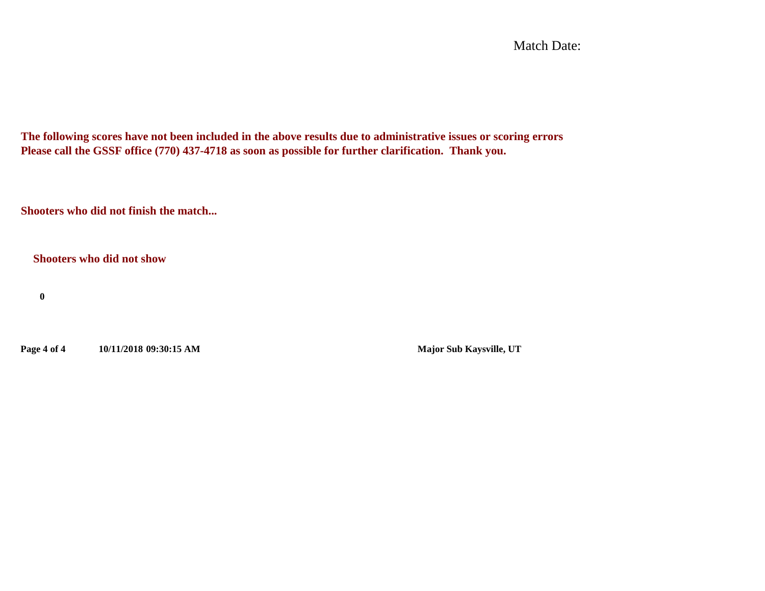Match Date:

**The following scores have not been included in the above results due to administrative issues or scoring errors**
**Please call the GSSF office (770) 437-4718 as soon as possible for further clarification. Thank you.**

**Shooters who did not finish the match...**

**Shooters who did not show**

**0**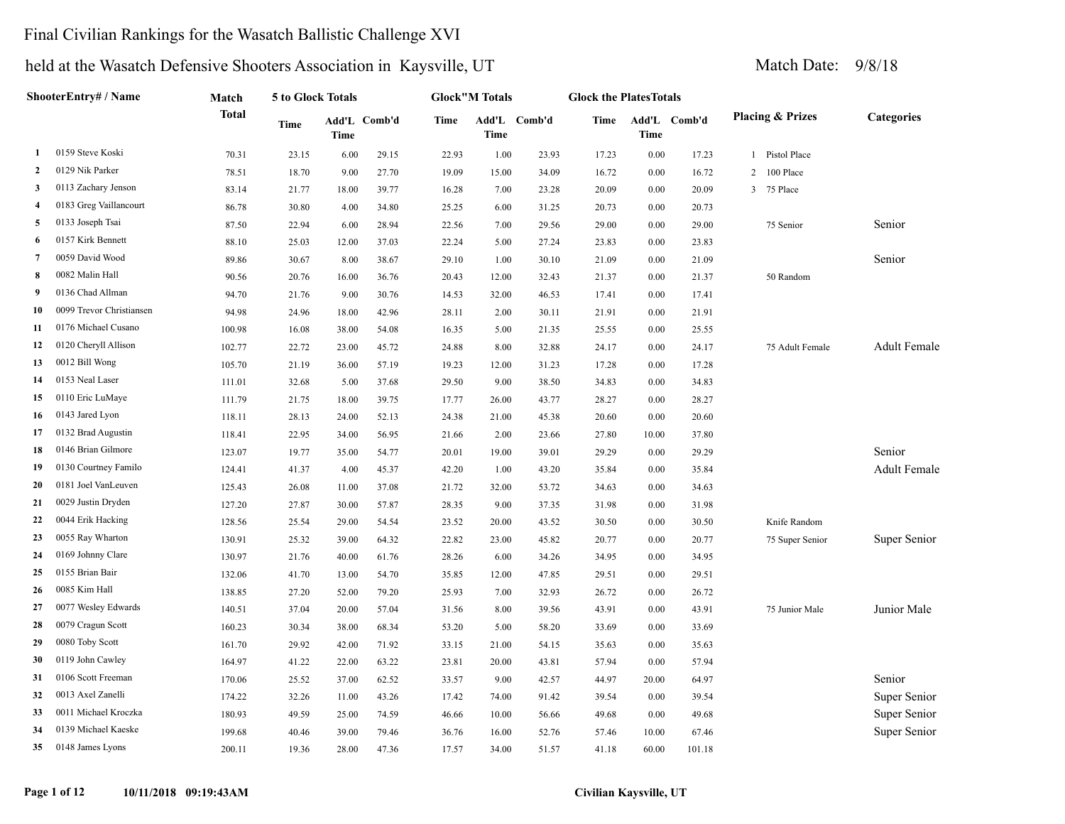# Final Civilian Rankings for the Wasatch Ballistic Challenge XVI

## held at the Wasatch Defensive Shooters Association in Kaysville, UT

Match Date: 9/8/18

| | ShooterEntry# / Name | Match Total | 5 to Glock Totals | | | Glock"M Totals | | | Glock the PlatesTotals | | | Placing & Prizes | Categories |
|---|---|---|---|---|---|---|---|---|---|---|---|---|---|
| | | | Time | Add'L Time | Comb'd | Time | Add'L Time | Comb'd | Time | Add'L Time | Comb'd | | |
| 1 | 0159 Steve Koski | 70.31 | 23.15 | 6.00 | 29.15 | 22.93 | 1.00 | 23.93 | 17.23 | 0.00 | 17.23 | 1 Pistol Place | |
| 2 | 0129 Nik Parker | 78.51 | 18.70 | 9.00 | 27.70 | 19.09 | 15.00 | 34.09 | 16.72 | 0.00 | 16.72 | 2 100 Place | |
| 3 | 0113 Zachary Jenson | 83.14 | 21.77 | 18.00 | 39.77 | 16.28 | 7.00 | 23.28 | 20.09 | 0.00 | 20.09 | 3 75 Place | |
| 4 | 0183 Greg Vaillancourt | 86.78 | 30.80 | 4.00 | 34.80 | 25.25 | 6.00 | 31.25 | 20.73 | 0.00 | 20.73 | | |
| 5 | 0133 Joseph Tsai | 87.50 | 22.94 | 6.00 | 28.94 | 22.56 | 7.00 | 29.56 | 29.00 | 0.00 | 29.00 | 75 Senior | Senior |
| 6 | 0157 Kirk Bennett | 88.10 | 25.03 | 12.00 | 37.03 | 22.24 | 5.00 | 27.24 | 23.83 | 0.00 | 23.83 | | |
| 7 | 0059 David Wood | 89.86 | 30.67 | 8.00 | 38.67 | 29.10 | 1.00 | 30.10 | 21.09 | 0.00 | 21.09 | | Senior |
| 8 | 0082 Malin Hall | 90.56 | 20.76 | 16.00 | 36.76 | 20.43 | 12.00 | 32.43 | 21.37 | 0.00 | 21.37 | 50 Random | |
| 9 | 0136 Chad Allman | 94.70 | 21.76 | 9.00 | 30.76 | 14.53 | 32.00 | 46.53 | 17.41 | 0.00 | 17.41 | | |
| 10 | 0099 Trevor Christiansen | 94.98 | 24.96 | 18.00 | 42.96 | 28.11 | 2.00 | 30.11 | 21.91 | 0.00 | 21.91 | | |
| 11 | 0176 Michael Cusano | 100.98 | 16.08 | 38.00 | 54.08 | 16.35 | 5.00 | 21.35 | 25.55 | 0.00 | 25.55 | | |
| 12 | 0120 Cheryll Allison | 102.77 | 22.72 | 23.00 | 45.72 | 24.88 | 8.00 | 32.88 | 24.17 | 0.00 | 24.17 | 75 Adult Female | Adult Female |
| 13 | 0012 Bill Wong | 105.70 | 21.19 | 36.00 | 57.19 | 19.23 | 12.00 | 31.23 | 17.28 | 0.00 | 17.28 | | |
| 14 | 0153 Neal Laser | 111.01 | 32.68 | 5.00 | 37.68 | 29.50 | 9.00 | 38.50 | 34.83 | 0.00 | 34.83 | | |
| 15 | 0110 Eric LuMaye | 111.79 | 21.75 | 18.00 | 39.75 | 17.77 | 26.00 | 43.77 | 28.27 | 0.00 | 28.27 | | |
| 16 | 0143 Jared Lyon | 118.11 | 28.13 | 24.00 | 52.13 | 24.38 | 21.00 | 45.38 | 20.60 | 0.00 | 20.60 | | |
| 17 | 0132 Brad Augustin | 118.41 | 22.95 | 34.00 | 56.95 | 21.66 | 2.00 | 23.66 | 27.80 | 10.00 | 37.80 | | |
| 18 | 0146 Brian Gilmore | 123.07 | 19.77 | 35.00 | 54.77 | 20.01 | 19.00 | 39.01 | 29.29 | 0.00 | 29.29 | | Senior |
| 19 | 0130 Courtney Familo | 124.41 | 41.37 | 4.00 | 45.37 | 42.20 | 1.00 | 43.20 | 35.84 | 0.00 | 35.84 | | Adult Female |
| 20 | 0181 Joel VanLeuven | 125.43 | 26.08 | 11.00 | 37.08 | 21.72 | 32.00 | 53.72 | 34.63 | 0.00 | 34.63 | | |
| 21 | 0029 Justin Dryden | 127.20 | 27.87 | 30.00 | 57.87 | 28.35 | 9.00 | 37.35 | 31.98 | 0.00 | 31.98 | | |
| 22 | 0044 Erik Hacking | 128.56 | 25.54 | 29.00 | 54.54 | 23.52 | 20.00 | 43.52 | 30.50 | 0.00 | 30.50 | Knife Random | |
| 23 | 0055 Ray Wharton | 130.91 | 25.32 | 39.00 | 64.32 | 22.82 | 23.00 | 45.82 | 20.77 | 0.00 | 20.77 | 75 Super Senior | Super Senior |
| 24 | 0169 Johnny Clare | 130.97 | 21.76 | 40.00 | 61.76 | 28.26 | 6.00 | 34.26 | 34.95 | 0.00 | 34.95 | | |
| 25 | 0155 Brian Bair | 132.06 | 41.70 | 13.00 | 54.70 | 35.85 | 12.00 | 47.85 | 29.51 | 0.00 | 29.51 | | |
| 26 | 0085 Kim Hall | 138.85 | 27.20 | 52.00 | 79.20 | 25.93 | 7.00 | 32.93 | 26.72 | 0.00 | 26.72 | | |
| 27 | 0077 Wesley Edwards | 140.51 | 37.04 | 20.00 | 57.04 | 31.56 | 8.00 | 39.56 | 43.91 | 0.00 | 43.91 | 75 Junior Male | Junior Male |
| 28 | 0079 Cragun Scott | 160.23 | 30.34 | 38.00 | 68.34 | 53.20 | 5.00 | 58.20 | 33.69 | 0.00 | 33.69 | | |
| 29 | 0080 Toby Scott | 161.70 | 29.92 | 42.00 | 71.92 | 33.15 | 21.00 | 54.15 | 35.63 | 0.00 | 35.63 | | |
| 30 | 0119 John Cawley | 164.97 | 41.22 | 22.00 | 63.22 | 23.81 | 20.00 | 43.81 | 57.94 | 0.00 | 57.94 | | |
| 31 | 0106 Scott Freeman | 170.06 | 25.52 | 37.00 | 62.52 | 33.57 | 9.00 | 42.57 | 44.97 | 20.00 | 64.97 | | Senior |
| 32 | 0013 Axel Zanelli | 174.22 | 32.26 | 11.00 | 43.26 | 17.42 | 74.00 | 91.42 | 39.54 | 0.00 | 39.54 | | Super Senior |
| 33 | 0011 Michael Kroczka | 180.93 | 49.59 | 25.00 | 74.59 | 46.66 | 10.00 | 56.66 | 49.68 | 0.00 | 49.68 | | Super Senior |
| 34 | 0139 Michael Kaeske | 199.68 | 40.46 | 39.00 | 79.46 | 36.76 | 16.00 | 52.76 | 57.46 | 10.00 | 67.46 | | Super Senior |
| 35 | 0148 James Lyons | 200.11 | 19.36 | 28.00 | 47.36 | 17.57 | 34.00 | 51.57 | 41.18 | 60.00 | 101.18 | | |

10/11/2018 09:19:43AM Civilian Kaysville, UT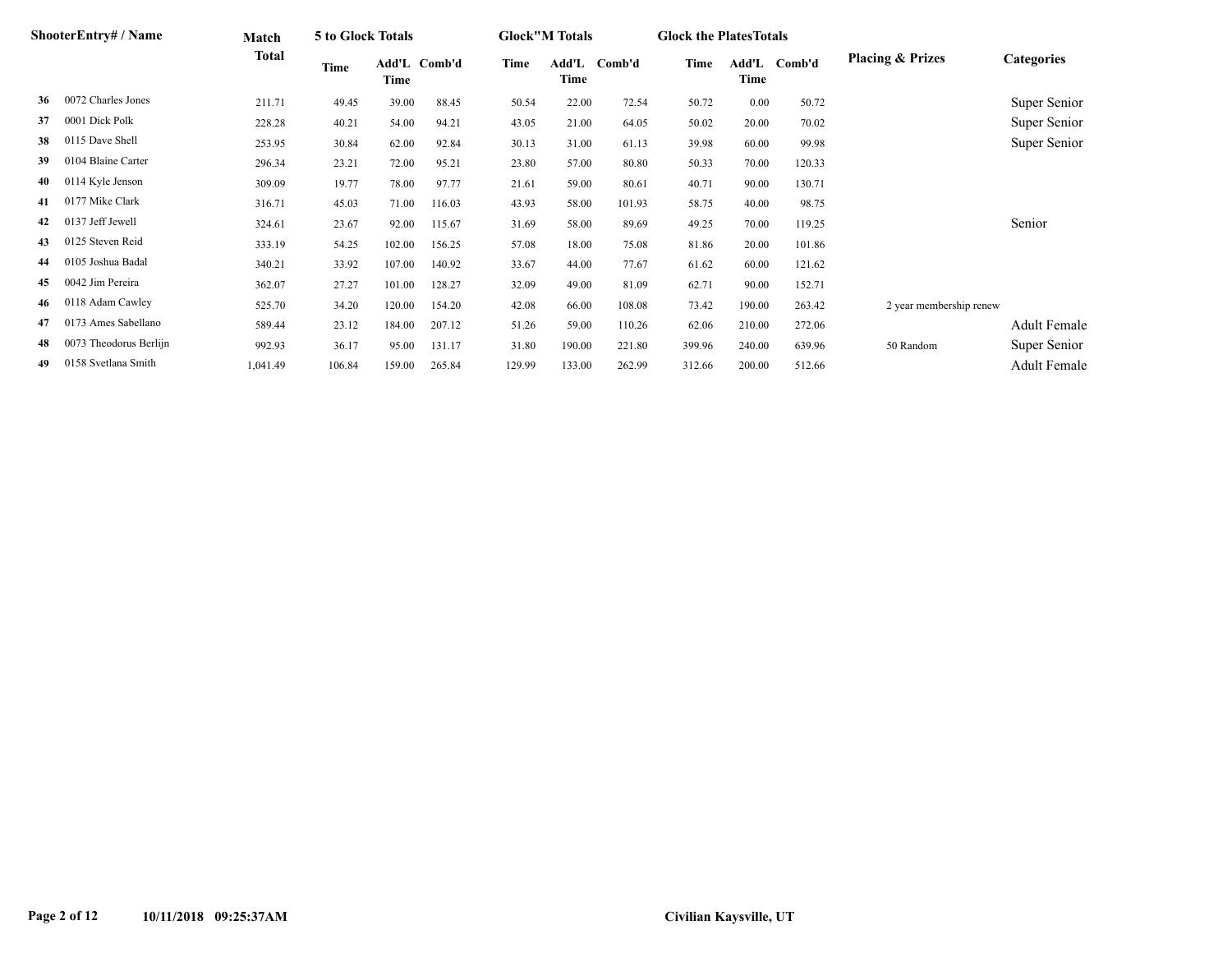| | ShooterEntry# / Name | Match Total | 5 to Glock Totals | | | Glock"M Totals | | | Glock the PlatesTotals | | | Placing & Prizes | Categories |
|---|---|---|---|---|---|---|---|---|---|---|---|---|---|
| | | | Time | Add'L Time | Comb'd | Time | Add'L Time | Comb'd | Time | Add'L Time | Comb'd | | |
| 36 | 0072 Charles Jones | 211.71 | 49.45 | 39.00 | 88.45 | 50.54 | 22.00 | 72.54 | 50.72 | 0.00 | 50.72 | | Super Senior |
| 37 | 0001 Dick Polk | 228.28 | 40.21 | 54.00 | 94.21 | 43.05 | 21.00 | 64.05 | 50.02 | 20.00 | 70.02 | | Super Senior |
| 38 | 0115 Dave Shell | 253.95 | 30.84 | 62.00 | 92.84 | 30.13 | 31.00 | 61.13 | 39.98 | 60.00 | 99.98 | | Super Senior |
| 39 | 0104 Blaine Carter | 296.34 | 23.21 | 72.00 | 95.21 | 23.80 | 57.00 | 80.80 | 50.33 | 70.00 | 120.33 | | |
| 40 | 0114 Kyle Jenson | 309.09 | 19.77 | 78.00 | 97.77 | 21.61 | 59.00 | 80.61 | 40.71 | 90.00 | 130.71 | | |
| 41 | 0177 Mike Clark | 316.71 | 45.03 | 71.00 | 116.03 | 43.93 | 58.00 | 101.93 | 58.75 | 40.00 | 98.75 | | |
| 42 | 0137 Jeff Jewell | 324.61 | 23.67 | 92.00 | 115.67 | 31.69 | 58.00 | 89.69 | 49.25 | 70.00 | 119.25 | | Senior |
| 43 | 0125 Steven Reid | 333.19 | 54.25 | 102.00 | 156.25 | 57.08 | 18.00 | 75.08 | 81.86 | 20.00 | 101.86 | | |
| 44 | 0105 Joshua Badal | 340.21 | 33.92 | 107.00 | 140.92 | 33.67 | 44.00 | 77.67 | 61.62 | 60.00 | 121.62 | | |
| 45 | 0042 Jim Pereira | 362.07 | 27.27 | 101.00 | 128.27 | 32.09 | 49.00 | 81.09 | 62.71 | 90.00 | 152.71 | | |
| 46 | 0118 Adam Cawley | 525.70 | 34.20 | 120.00 | 154.20 | 42.08 | 66.00 | 108.08 | 73.42 | 190.00 | 263.42 | 2 year membership renew | |
| 47 | 0173 Ames Sabellano | 589.44 | 23.12 | 184.00 | 207.12 | 51.26 | 59.00 | 110.26 | 62.06 | 210.00 | 272.06 | | Adult Female |
| 48 | 0073 Theodorus Berlijn | 992.93 | 36.17 | 95.00 | 131.17 | 31.80 | 190.00 | 221.80 | 399.96 | 240.00 | 639.96 | 50 Random | Super Senior |
| 49 | 0158 Svetlana Smith | 1,041.49 | 106.84 | 159.00 | 265.84 | 129.99 | 133.00 | 262.99 | 312.66 | 200.00 | 512.66 | | Adult Female |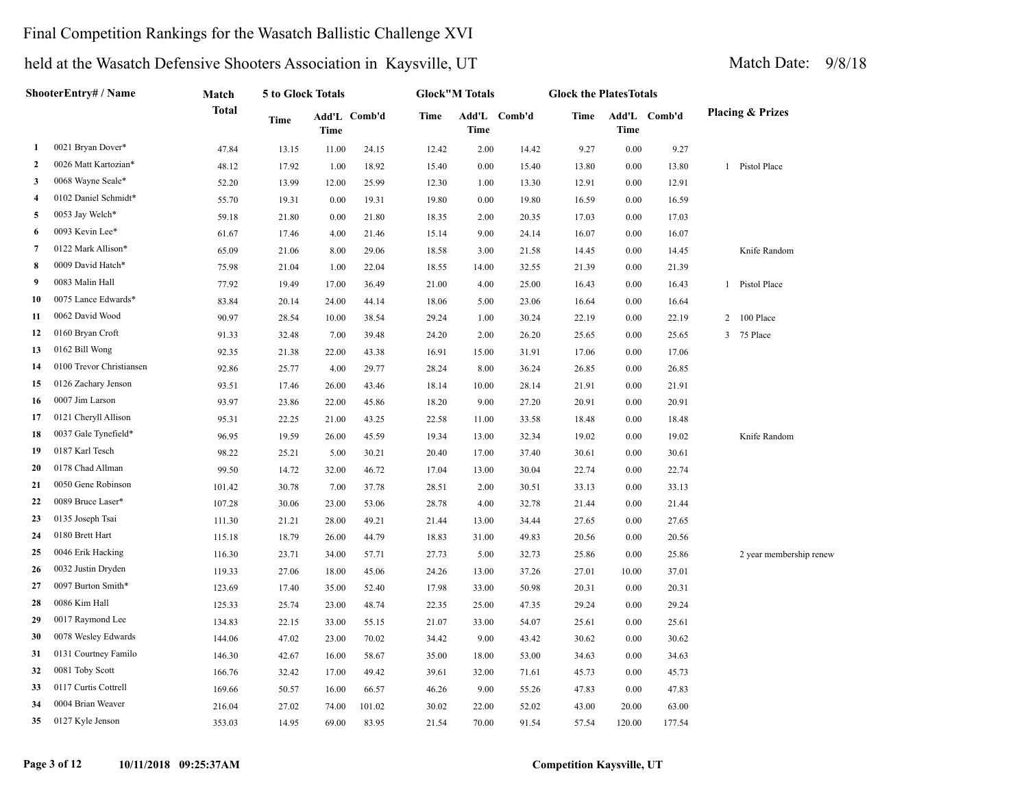Final Competition Rankings for the Wasatch Ballistic Challenge XVI

held at the Wasatch Defensive Shooters Association in Kaysville, UT

Match Date: 9/8/18

| | ShooterEntry# / Name | Match Total | 5 to Glock Totals | | | Glock"M Totals | | | Glock the Plates Totals | | | Placing & Prizes |
|---|---|---|---|---|---|---|---|---|---|---|---|---|
| | | | Time | Add'L Time | Comb'd | Time | Add'L Time | Comb'd | Time | Add'L Time | Comb'd | |
| 1 | 0021 Bryan Dover* | 47.84 | 13.15 | 11.00 | 24.15 | 12.42 | 2.00 | 14.42 | 9.27 | 0.00 | 9.27 | |
| 2 | 0026 Matt Kartozian* | 48.12 | 17.92 | 1.00 | 18.92 | 15.40 | 0.00 | 15.40 | 13.80 | 0.00 | 13.80 | 1 Pistol Place |
| 3 | 0068 Wayne Seale* | 52.20 | 13.99 | 12.00 | 25.99 | 12.30 | 1.00 | 13.30 | 12.91 | 0.00 | 12.91 | |
| 4 | 0102 Daniel Schmidt* | 55.70 | 19.31 | 0.00 | 19.31 | 19.80 | 0.00 | 19.80 | 16.59 | 0.00 | 16.59 | |
| 5 | 0053 Jay Welch* | 59.18 | 21.80 | 0.00 | 21.80 | 18.35 | 2.00 | 20.35 | 17.03 | 0.00 | 17.03 | |
| 6 | 0093 Kevin Lee* | 61.67 | 17.46 | 4.00 | 21.46 | 15.14 | 9.00 | 24.14 | 16.07 | 0.00 | 16.07 | |
| 7 | 0122 Mark Allison* | 65.09 | 21.06 | 8.00 | 29.06 | 18.58 | 3.00 | 21.58 | 14.45 | 0.00 | 14.45 | Knife Random |
| 8 | 0009 David Hatch* | 75.98 | 21.04 | 1.00 | 22.04 | 18.55 | 14.00 | 32.55 | 21.39 | 0.00 | 21.39 | |
| 9 | 0083 Malin Hall | 77.92 | 19.49 | 17.00 | 36.49 | 21.00 | 4.00 | 25.00 | 16.43 | 0.00 | 16.43 | 1 Pistol Place |
| 10 | 0075 Lance Edwards* | 83.84 | 20.14 | 24.00 | 44.14 | 18.06 | 5.00 | 23.06 | 16.64 | 0.00 | 16.64 | |
| 11 | 0062 David Wood | 90.97 | 28.54 | 10.00 | 38.54 | 29.24 | 1.00 | 30.24 | 22.19 | 0.00 | 22.19 | 2 100 Place |
| 12 | 0160 Bryan Croft | 91.33 | 32.48 | 7.00 | 39.48 | 24.20 | 2.00 | 26.20 | 25.65 | 0.00 | 25.65 | 3 75 Place |
| 13 | 0162 Bill Wong | 92.35 | 21.38 | 22.00 | 43.38 | 16.91 | 15.00 | 31.91 | 17.06 | 0.00 | 17.06 | |
| 14 | 0100 Trevor Christiansen | 92.86 | 25.77 | 4.00 | 29.77 | 28.24 | 8.00 | 36.24 | 26.85 | 0.00 | 26.85 | |
| 15 | 0126 Zachary Jenson | 93.51 | 17.46 | 26.00 | 43.46 | 18.14 | 10.00 | 28.14 | 21.91 | 0.00 | 21.91 | |
| 16 | 0007 Jim Larson | 93.97 | 23.86 | 22.00 | 45.86 | 18.20 | 9.00 | 27.20 | 20.91 | 0.00 | 20.91 | |
| 17 | 0121 Cheryll Allison | 95.31 | 22.25 | 21.00 | 43.25 | 22.58 | 11.00 | 33.58 | 18.48 | 0.00 | 18.48 | |
| 18 | 0037 Gale Tynefield* | 96.95 | 19.59 | 26.00 | 45.59 | 19.34 | 13.00 | 32.34 | 19.02 | 0.00 | 19.02 | Knife Random |
| 19 | 0187 Karl Tesch | 98.22 | 25.21 | 5.00 | 30.21 | 20.40 | 17.00 | 37.40 | 30.61 | 0.00 | 30.61 | |
| 20 | 0178 Chad Allman | 99.50 | 14.72 | 32.00 | 46.72 | 17.04 | 13.00 | 30.04 | 22.74 | 0.00 | 22.74 | |
| 21 | 0050 Gene Robinson | 101.42 | 30.78 | 7.00 | 37.78 | 28.51 | 2.00 | 30.51 | 33.13 | 0.00 | 33.13 | |
| 22 | 0089 Bruce Laser* | 107.28 | 30.06 | 23.00 | 53.06 | 28.78 | 4.00 | 32.78 | 21.44 | 0.00 | 21.44 | |
| 23 | 0135 Joseph Tsai | 111.30 | 21.21 | 28.00 | 49.21 | 21.44 | 13.00 | 34.44 | 27.65 | 0.00 | 27.65 | |
| 24 | 0180 Brett Hart | 115.18 | 18.79 | 26.00 | 44.79 | 18.83 | 31.00 | 49.83 | 20.56 | 0.00 | 20.56 | |
| 25 | 0046 Erik Hacking | 116.30 | 23.71 | 34.00 | 57.71 | 27.73 | 5.00 | 32.73 | 25.86 | 0.00 | 25.86 | 2 year membership renew |
| 26 | 0032 Justin Dryden | 119.33 | 27.06 | 18.00 | 45.06 | 24.26 | 13.00 | 37.26 | 27.01 | 10.00 | 37.01 | |
| 27 | 0097 Burton Smith* | 123.69 | 17.40 | 35.00 | 52.40 | 17.98 | 33.00 | 50.98 | 20.31 | 0.00 | 20.31 | |
| 28 | 0086 Kim Hall | 125.33 | 25.74 | 23.00 | 48.74 | 22.35 | 25.00 | 47.35 | 29.24 | 0.00 | 29.24 | |
| 29 | 0017 Raymond Lee | 134.83 | 22.15 | 33.00 | 55.15 | 21.07 | 33.00 | 54.07 | 25.61 | 0.00 | 25.61 | |
| 30 | 0078 Wesley Edwards | 144.06 | 47.02 | 23.00 | 70.02 | 34.42 | 9.00 | 43.42 | 30.62 | 0.00 | 30.62 | |
| 31 | 0131 Courtney Familo | 146.30 | 42.67 | 16.00 | 58.67 | 35.00 | 18.00 | 53.00 | 34.63 | 0.00 | 34.63 | |
| 32 | 0081 Toby Scott | 166.76 | 32.42 | 17.00 | 49.42 | 39.61 | 32.00 | 71.61 | 45.73 | 0.00 | 45.73 | |
| 33 | 0117 Curtis Cottrell | 169.66 | 50.57 | 16.00 | 66.57 | 46.26 | 9.00 | 55.26 | 47.83 | 0.00 | 47.83 | |
| 34 | 0004 Brian Weaver | 216.04 | 27.02 | 74.00 | 101.02 | 30.02 | 22.00 | 52.02 | 43.00 | 20.00 | 63.00 | |
| 35 | 0127 Kyle Jenson | 353.03 | 14.95 | 69.00 | 83.95 | 21.54 | 70.00 | 91.54 | 57.54 | 120.00 | 177.54 | |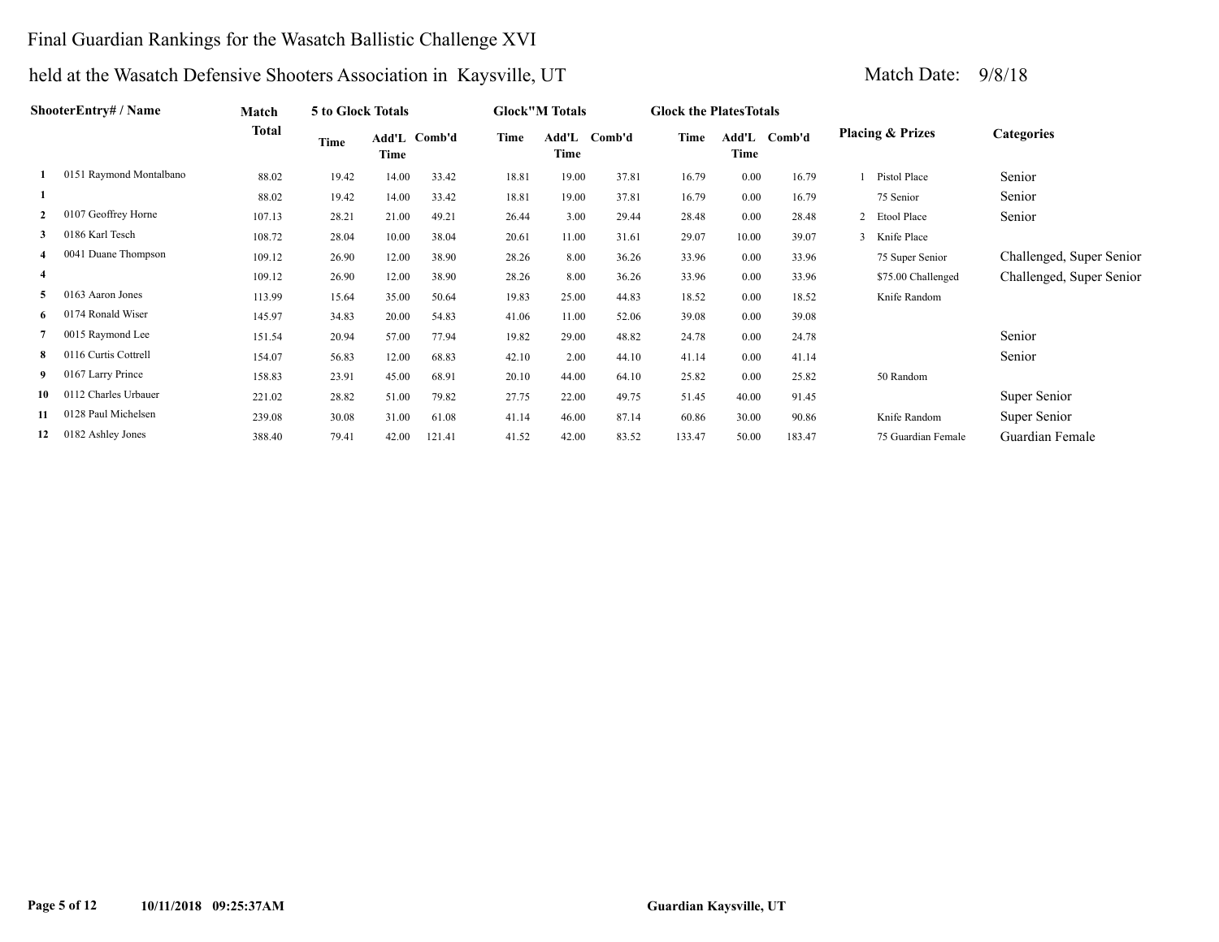# Final Guardian Rankings for the Wasatch Ballistic Challenge XVI

## held at the Wasatch Defensive Shooters Association in Kaysville, UT

Match Date: 9/8/18

| | ShooterEntry# / Name | Match Total | 5 to Glock Totals | | | Glock"M Totals | | | Glock the PlatesTotals | | | Placing & Prizes | | Categories |
|---|---|---|---|---|---|---|---|---|---|---|---|---|---|---|
| | | | Time | Add'L Time | Comb'd | Time | Add'L Time | Comb'd | Time | Add'L Time | Comb'd | | | |
| 1 | 0151 Raymond Montalbano | 88.02 | 19.42 | 14.00 | 33.42 | 18.81 | 19.00 | 37.81 | 16.79 | 0.00 | 16.79 | 1 | Pistol Place | Senior |
| 1 | | 88.02 | 19.42 | 14.00 | 33.42 | 18.81 | 19.00 | 37.81 | 16.79 | 0.00 | 16.79 | | 75 Senior | Senior |
| 2 | 0107 Geoffrey Horne | 107.13 | 28.21 | 21.00 | 49.21 | 26.44 | 3.00 | 29.44 | 28.48 | 0.00 | 28.48 | 2 | Etool Place | Senior |
| 3 | 0186 Karl Tesch | 108.72 | 28.04 | 10.00 | 38.04 | 20.61 | 11.00 | 31.61 | 29.07 | 10.00 | 39.07 | 3 | Knife Place | |
| 4 | 0041 Duane Thompson | 109.12 | 26.90 | 12.00 | 38.90 | 28.26 | 8.00 | 36.26 | 33.96 | 0.00 | 33.96 | | 75 Super Senior | Challenged, Super Senior |
| 4 | | 109.12 | 26.90 | 12.00 | 38.90 | 28.26 | 8.00 | 36.26 | 33.96 | 0.00 | 33.96 | | $75.00 Challenged | Challenged, Super Senior |
| 5 | 0163 Aaron Jones | 113.99 | 15.64 | 35.00 | 50.64 | 19.83 | 25.00 | 44.83 | 18.52 | 0.00 | 18.52 | | Knife Random | |
| 6 | 0174 Ronald Wiser | 145.97 | 34.83 | 20.00 | 54.83 | 41.06 | 11.00 | 52.06 | 39.08 | 0.00 | 39.08 | | | |
| 7 | 0015 Raymond Lee | 151.54 | 20.94 | 57.00 | 77.94 | 19.82 | 29.00 | 48.82 | 24.78 | 0.00 | 24.78 | | | Senior |
| 8 | 0116 Curtis Cottrell | 154.07 | 56.83 | 12.00 | 68.83 | 42.10 | 2.00 | 44.10 | 41.14 | 0.00 | 41.14 | | | Senior |
| 9 | 0167 Larry Prince | 158.83 | 23.91 | 45.00 | 68.91 | 20.10 | 44.00 | 64.10 | 25.82 | 0.00 | 25.82 | | 50 Random | |
| 10 | 0112 Charles Urbauer | 221.02 | 28.82 | 51.00 | 79.82 | 27.75 | 22.00 | 49.75 | 51.45 | 40.00 | 91.45 | | | Super Senior |
| 11 | 0128 Paul Michelsen | 239.08 | 30.08 | 31.00 | 61.08 | 41.14 | 46.00 | 87.14 | 60.86 | 30.00 | 90.86 | | Knife Random | Super Senior |
| 12 | 0182 Ashley Jones | 388.40 | 79.41 | 42.00 | 121.41 | 41.52 | 42.00 | 83.52 | 133.47 | 50.00 | 183.47 | | 75 Guardian Female | Guardian Female |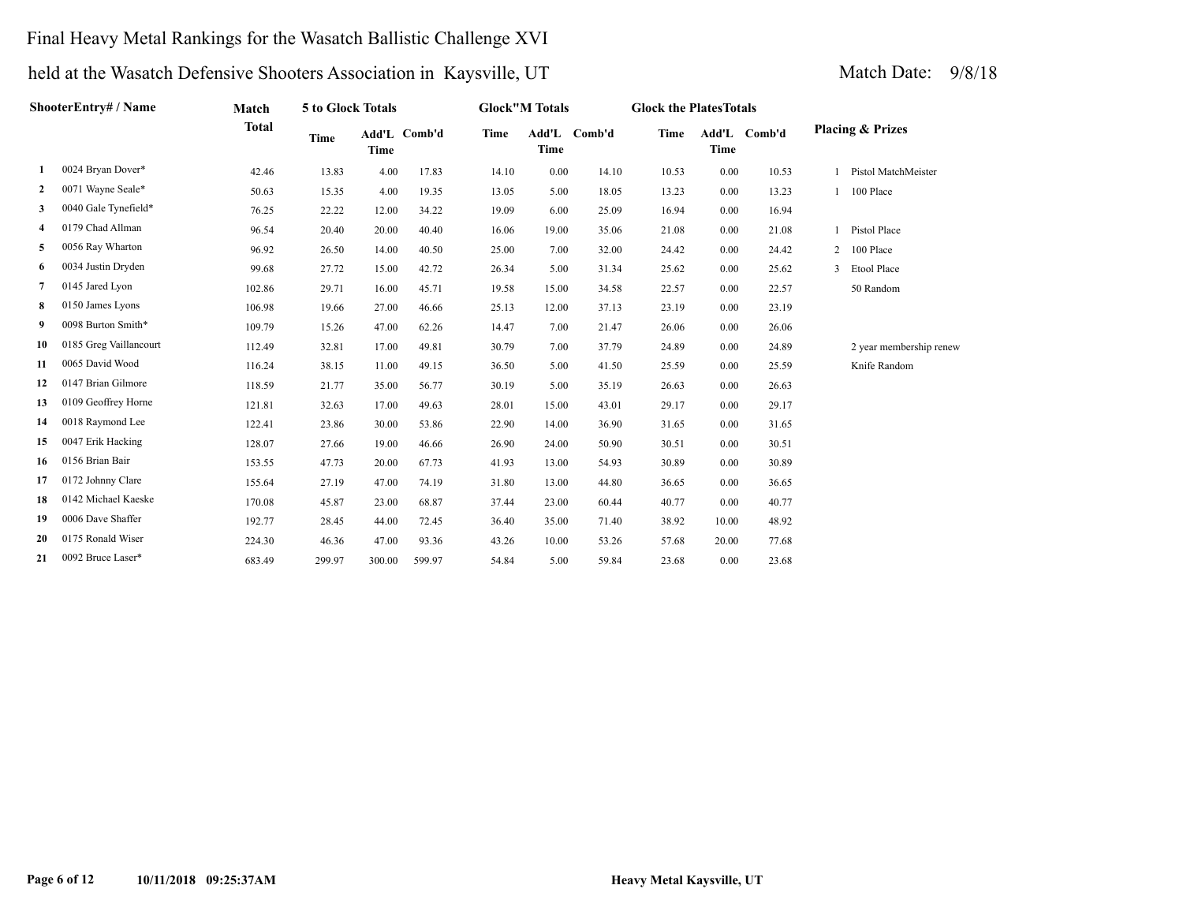# Final Heavy Metal Rankings for the Wasatch Ballistic Challenge XVI

## held at the Wasatch Defensive Shooters Association in Kaysville, UT

Match Date: 9/8/18

| | ShooterEntry# / Name | Match Total | 5 to Glock Totals | | | Glock"M Totals | | | Glock the PlatesTotals | | | Placing & Prizes | |
|---|---|---|---|---|---|---|---|---|---|---|---|---|---|
| | | | Time | Add'L Time | Comb'd | Time | Add'L Time | Comb'd | Time | Add'L Time | Comb'd | | |
| 1 | 0024 Bryan Dover* | 42.46 | 13.83 | 4.00 | 17.83 | 14.10 | 0.00 | 14.10 | 10.53 | 0.00 | 10.53 | 1 | Pistol MatchMeister |
| 2 | 0071 Wayne Seale* | 50.63 | 15.35 | 4.00 | 19.35 | 13.05 | 5.00 | 18.05 | 13.23 | 0.00 | 13.23 | 1 | 100 Place |
| 3 | 0040 Gale Tynefield* | 76.25 | 22.22 | 12.00 | 34.22 | 19.09 | 6.00 | 25.09 | 16.94 | 0.00 | 16.94 | | |
| 4 | 0179 Chad Allman | 96.54 | 20.40 | 20.00 | 40.40 | 16.06 | 19.00 | 35.06 | 21.08 | 0.00 | 21.08 | 1 | Pistol Place |
| 5 | 0056 Ray Wharton | 96.92 | 26.50 | 14.00 | 40.50 | 25.00 | 7.00 | 32.00 | 24.42 | 0.00 | 24.42 | 2 | 100 Place |
| 6 | 0034 Justin Dryden | 99.68 | 27.72 | 15.00 | 42.72 | 26.34 | 5.00 | 31.34 | 25.62 | 0.00 | 25.62 | 3 | Etool Place |
| 7 | 0145 Jared Lyon | 102.86 | 29.71 | 16.00 | 45.71 | 19.58 | 15.00 | 34.58 | 22.57 | 0.00 | 22.57 | | 50 Random |
| 8 | 0150 James Lyons | 106.98 | 19.66 | 27.00 | 46.66 | 25.13 | 12.00 | 37.13 | 23.19 | 0.00 | 23.19 | | |
| 9 | 0098 Burton Smith* | 109.79 | 15.26 | 47.00 | 62.26 | 14.47 | 7.00 | 21.47 | 26.06 | 0.00 | 26.06 | | |
| 10 | 0185 Greg Vaillancourt | 112.49 | 32.81 | 17.00 | 49.81 | 30.79 | 7.00 | 37.79 | 24.89 | 0.00 | 24.89 | | 2 year membership renew |
| 11 | 0065 David Wood | 116.24 | 38.15 | 11.00 | 49.15 | 36.50 | 5.00 | 41.50 | 25.59 | 0.00 | 25.59 | | Knife Random |
| 12 | 0147 Brian Gilmore | 118.59 | 21.77 | 35.00 | 56.77 | 30.19 | 5.00 | 35.19 | 26.63 | 0.00 | 26.63 | | |
| 13 | 0109 Geoffrey Horne | 121.81 | 32.63 | 17.00 | 49.63 | 28.01 | 15.00 | 43.01 | 29.17 | 0.00 | 29.17 | | |
| 14 | 0018 Raymond Lee | 122.41 | 23.86 | 30.00 | 53.86 | 22.90 | 14.00 | 36.90 | 31.65 | 0.00 | 31.65 | | |
| 15 | 0047 Erik Hacking | 128.07 | 27.66 | 19.00 | 46.66 | 26.90 | 24.00 | 50.90 | 30.51 | 0.00 | 30.51 | | |
| 16 | 0156 Brian Bair | 153.55 | 47.73 | 20.00 | 67.73 | 41.93 | 13.00 | 54.93 | 30.89 | 0.00 | 30.89 | | |
| 17 | 0172 Johnny Clare | 155.64 | 27.19 | 47.00 | 74.19 | 31.80 | 13.00 | 44.80 | 36.65 | 0.00 | 36.65 | | |
| 18 | 0142 Michael Kaeske | 170.08 | 45.87 | 23.00 | 68.87 | 37.44 | 23.00 | 60.44 | 40.77 | 0.00 | 40.77 | | |
| 19 | 0006 Dave Shaffer | 192.77 | 28.45 | 44.00 | 72.45 | 36.40 | 35.00 | 71.40 | 38.92 | 10.00 | 48.92 | | |
| 20 | 0175 Ronald Wiser | 224.30 | 46.36 | 47.00 | 93.36 | 43.26 | 10.00 | 53.26 | 57.68 | 20.00 | 77.68 | | |
| 21 | 0092 Bruce Laser* | 683.49 | 299.97 | 300.00 | 599.97 | 54.84 | 5.00 | 59.84 | 23.68 | 0.00 | 23.68 | | |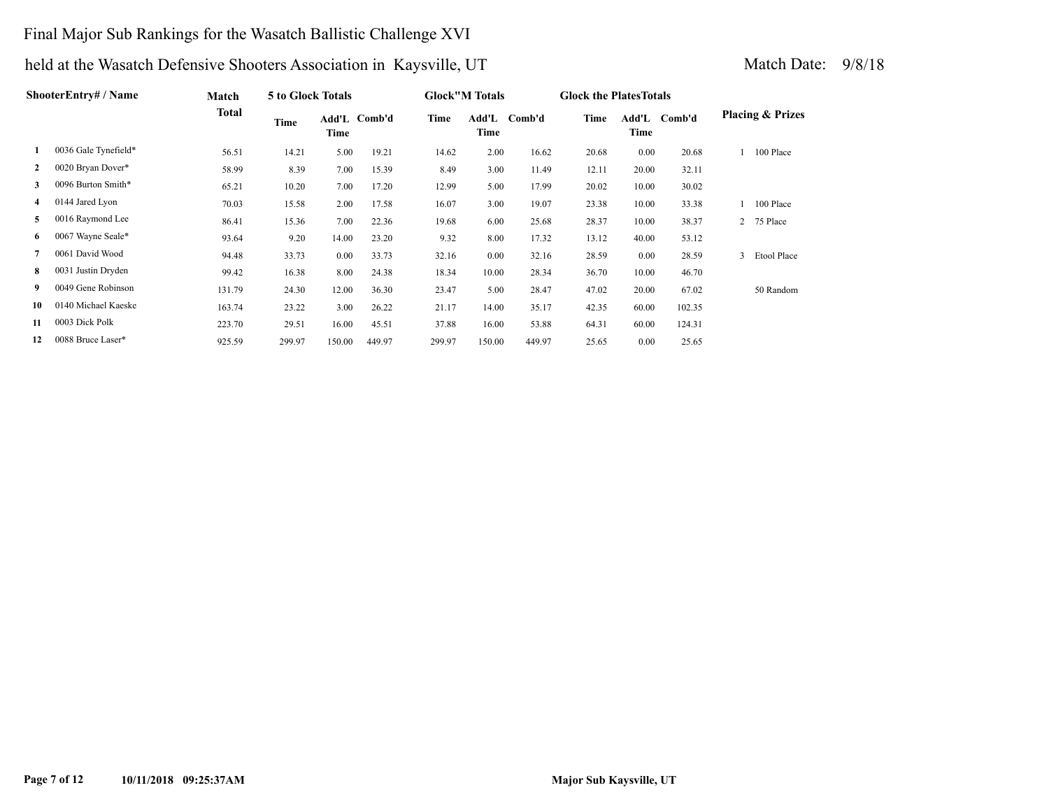Final Major Sub Rankings for the Wasatch Ballistic Challenge XVI

held at the Wasatch Defensive Shooters Association in Kaysville, UT

Match Date: 9/8/18

| | ShooterEntry# / Name | Match Total | 5 to Glock Totals | | | Glock"M Totals | | | Glock the PlatesTotals | | | Placing & Prizes |
|---|---|---|---|---|---|---|---|---|---|---|---|---|
| | | | Time | Add'L Time | Comb'd | Time | Add'L Time | Comb'd | Time | Add'L Time | Comb'd | |
| 1 | 0036 Gale Tynefield* | 56.51 | 14.21 | 5.00 | 19.21 | 14.62 | 2.00 | 16.62 | 20.68 | 0.00 | 20.68 | 1 100 Place |
| 2 | 0020 Bryan Dover* | 58.99 | 8.39 | 7.00 | 15.39 | 8.49 | 3.00 | 11.49 | 12.11 | 20.00 | 32.11 | |
| 3 | 0096 Burton Smith* | 65.21 | 10.20 | 7.00 | 17.20 | 12.99 | 5.00 | 17.99 | 20.02 | 10.00 | 30.02 | |
| 4 | 0144 Jared Lyon | 70.03 | 15.58 | 2.00 | 17.58 | 16.07 | 3.00 | 19.07 | 23.38 | 10.00 | 33.38 | 1 100 Place |
| 5 | 0016 Raymond Lee | 86.41 | 15.36 | 7.00 | 22.36 | 19.68 | 6.00 | 25.68 | 28.37 | 10.00 | 38.37 | 2 75 Place |
| 6 | 0067 Wayne Seale* | 93.64 | 9.20 | 14.00 | 23.20 | 9.32 | 8.00 | 17.32 | 13.12 | 40.00 | 53.12 | |
| 7 | 0061 David Wood | 94.48 | 33.73 | 0.00 | 33.73 | 32.16 | 0.00 | 32.16 | 28.59 | 0.00 | 28.59 | 3 Etool Place |
| 8 | 0031 Justin Dryden | 99.42 | 16.38 | 8.00 | 24.38 | 18.34 | 10.00 | 28.34 | 36.70 | 10.00 | 46.70 | |
| 9 | 0049 Gene Robinson | 131.79 | 24.30 | 12.00 | 36.30 | 23.47 | 5.00 | 28.47 | 47.02 | 20.00 | 67.02 | 50 Random |
| 10 | 0140 Michael Kaeske | 163.74 | 23.22 | 3.00 | 26.22 | 21.17 | 14.00 | 35.17 | 42.35 | 60.00 | 102.35 | |
| 11 | 0003 Dick Polk | 223.70 | 29.51 | 16.00 | 45.51 | 37.88 | 16.00 | 53.88 | 64.31 | 60.00 | 124.31 | |
| 12 | 0088 Bruce Laser* | 925.59 | 299.97 | 150.00 | 449.97 | 299.97 | 150.00 | 449.97 | 25.65 | 0.00 | 25.65 | |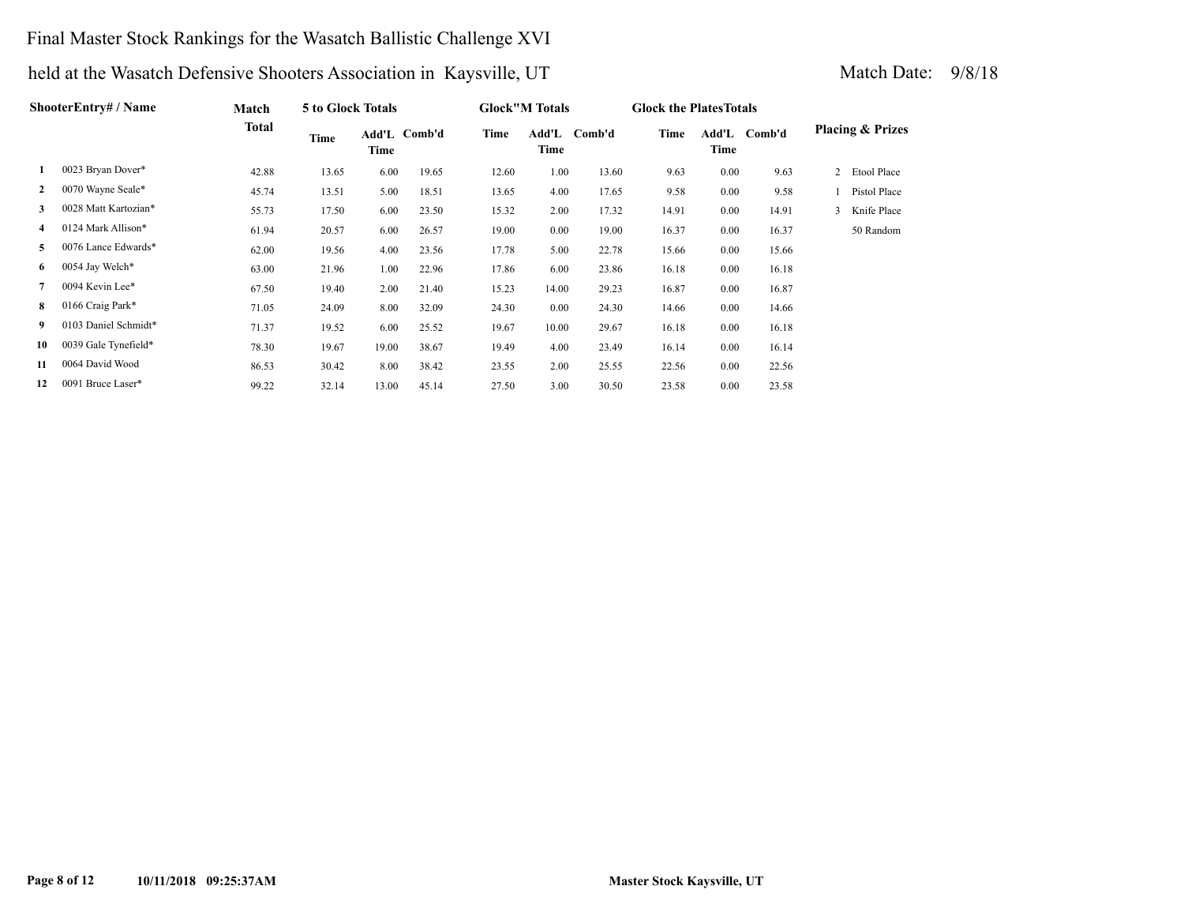# Final Master Stock Rankings for the Wasatch Ballistic Challenge XVI

## held at the Wasatch Defensive Shooters Association in Kaysville, UT

Match Date: 9/8/18

| | ShooterEntry# / Name | Match Total | 5 to Glock Totals | | | Glock"M Totals | | | Glock the PlatesTotals | | | Placing & Prizes |
|---|---|---|---|---|---|---|---|---|---|---|---|---|
| | | | Time | Add'L Time | Comb'd | Time | Add'L Time | Comb'd | Time | Add'L Time | Comb'd | |
| 1 | 0023 Bryan Dover* | 42.88 | 13.65 | 6.00 | 19.65 | 12.60 | 1.00 | 13.60 | 9.63 | 0.00 | 9.63 | 2 Etool Place |
| 2 | 0070 Wayne Seale* | 45.74 | 13.51 | 5.00 | 18.51 | 13.65 | 4.00 | 17.65 | 9.58 | 0.00 | 9.58 | 1 Pistol Place |
| 3 | 0028 Matt Kartozian* | 55.73 | 17.50 | 6.00 | 23.50 | 15.32 | 2.00 | 17.32 | 14.91 | 0.00 | 14.91 | 3 Knife Place |
| 4 | 0124 Mark Allison* | 61.94 | 20.57 | 6.00 | 26.57 | 19.00 | 0.00 | 19.00 | 16.37 | 0.00 | 16.37 | 50 Random |
| 5 | 0076 Lance Edwards* | 62.00 | 19.56 | 4.00 | 23.56 | 17.78 | 5.00 | 22.78 | 15.66 | 0.00 | 15.66 | |
| 6 | 0054 Jay Welch* | 63.00 | 21.96 | 1.00 | 22.96 | 17.86 | 6.00 | 23.86 | 16.18 | 0.00 | 16.18 | |
| 7 | 0094 Kevin Lee* | 67.50 | 19.40 | 2.00 | 21.40 | 15.23 | 14.00 | 29.23 | 16.87 | 0.00 | 16.87 | |
| 8 | 0166 Craig Park* | 71.05 | 24.09 | 8.00 | 32.09 | 24.30 | 0.00 | 24.30 | 14.66 | 0.00 | 14.66 | |
| 9 | 0103 Daniel Schmidt* | 71.37 | 19.52 | 6.00 | 25.52 | 19.67 | 10.00 | 29.67 | 16.18 | 0.00 | 16.18 | |
| 10 | 0039 Gale Tynefield* | 78.30 | 19.67 | 19.00 | 38.67 | 19.49 | 4.00 | 23.49 | 16.14 | 0.00 | 16.14 | |
| 11 | 0064 David Wood | 86.53 | 30.42 | 8.00 | 38.42 | 23.55 | 2.00 | 25.55 | 22.56 | 0.00 | 22.56 | |
| 12 | 0091 Bruce Laser* | 99.22 | 32.14 | 13.00 | 45.14 | 27.50 | 3.00 | 30.50 | 23.58 | 0.00 | 23.58 | |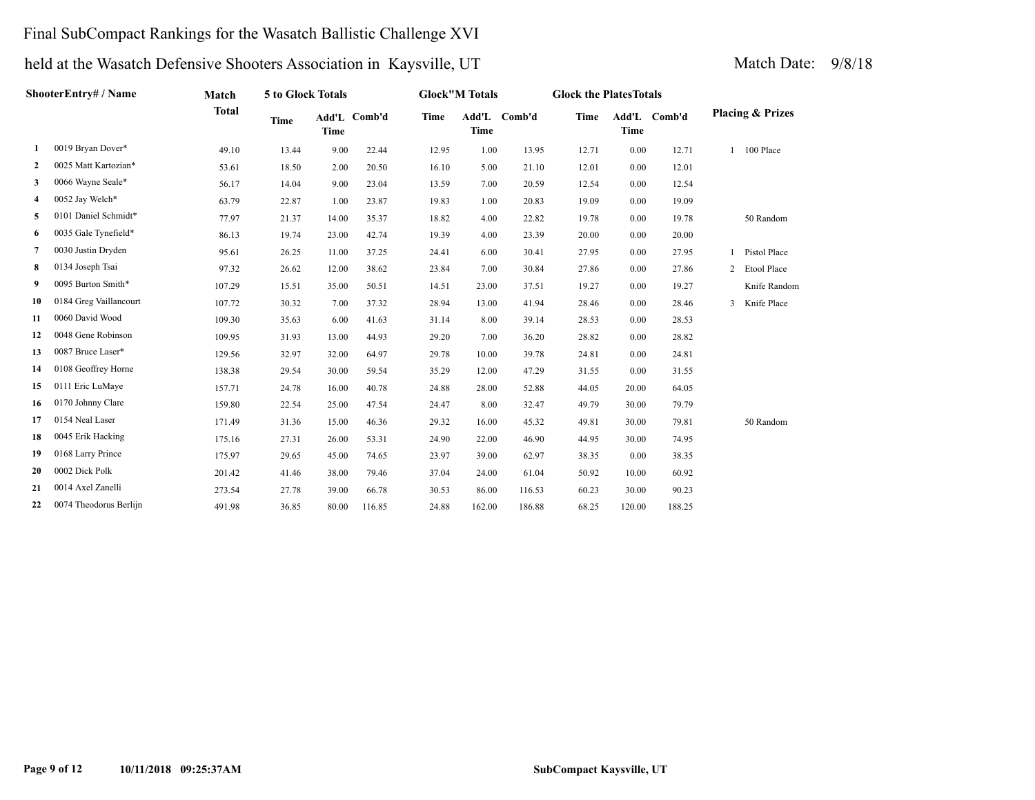# Final SubCompact Rankings for the Wasatch Ballistic Challenge XVI

## held at the Wasatch Defensive Shooters Association in Kaysville, UT

Match Date: 9/8/18

| | ShooterEntry# / Name | Match Total | 5 to Glock Totals | | | Glock"M Totals | | | Glock the PlatesTotals | | | Placing & Prizes | |
|---|---|---|---|---|---|---|---|---|---|---|---|---|---|
| | | | Time | Add'L Time | Comb'd | Time | Add'L Time | Comb'd | Time | Add'L Time | Comb'd | | |
| 1 | 0019 Bryan Dover* | 49.10 | 13.44 | 9.00 | 22.44 | 12.95 | 1.00 | 13.95 | 12.71 | 0.00 | 12.71 | 1 | 100 Place |
| 2 | 0025 Matt Kartozian* | 53.61 | 18.50 | 2.00 | 20.50 | 16.10 | 5.00 | 21.10 | 12.01 | 0.00 | 12.01 | | |
| 3 | 0066 Wayne Seale* | 56.17 | 14.04 | 9.00 | 23.04 | 13.59 | 7.00 | 20.59 | 12.54 | 0.00 | 12.54 | | |
| 4 | 0052 Jay Welch* | 63.79 | 22.87 | 1.00 | 23.87 | 19.83 | 1.00 | 20.83 | 19.09 | 0.00 | 19.09 | | |
| 5 | 0101 Daniel Schmidt* | 77.97 | 21.37 | 14.00 | 35.37 | 18.82 | 4.00 | 22.82 | 19.78 | 0.00 | 19.78 | | 50 Random |
| 6 | 0035 Gale Tynefield* | 86.13 | 19.74 | 23.00 | 42.74 | 19.39 | 4.00 | 23.39 | 20.00 | 0.00 | 20.00 | | |
| 7 | 0030 Justin Dryden | 95.61 | 26.25 | 11.00 | 37.25 | 24.41 | 6.00 | 30.41 | 27.95 | 0.00 | 27.95 | 1 | Pistol Place |
| 8 | 0134 Joseph Tsai | 97.32 | 26.62 | 12.00 | 38.62 | 23.84 | 7.00 | 30.84 | 27.86 | 0.00 | 27.86 | 2 | Etool Place |
| 9 | 0095 Burton Smith* | 107.29 | 15.51 | 35.00 | 50.51 | 14.51 | 23.00 | 37.51 | 19.27 | 0.00 | 19.27 | | Knife Random |
| 10 | 0184 Greg Vaillancourt | 107.72 | 30.32 | 7.00 | 37.32 | 28.94 | 13.00 | 41.94 | 28.46 | 0.00 | 28.46 | 3 | Knife Place |
| 11 | 0060 David Wood | 109.30 | 35.63 | 6.00 | 41.63 | 31.14 | 8.00 | 39.14 | 28.53 | 0.00 | 28.53 | | |
| 12 | 0048 Gene Robinson | 109.95 | 31.93 | 13.00 | 44.93 | 29.20 | 7.00 | 36.20 | 28.82 | 0.00 | 28.82 | | |
| 13 | 0087 Bruce Laser* | 129.56 | 32.97 | 32.00 | 64.97 | 29.78 | 10.00 | 39.78 | 24.81 | 0.00 | 24.81 | | |
| 14 | 0108 Geoffrey Horne | 138.38 | 29.54 | 30.00 | 59.54 | 35.29 | 12.00 | 47.29 | 31.55 | 0.00 | 31.55 | | |
| 15 | 0111 Eric LuMaye | 157.71 | 24.78 | 16.00 | 40.78 | 24.88 | 28.00 | 52.88 | 44.05 | 20.00 | 64.05 | | |
| 16 | 0170 Johnny Clare | 159.80 | 22.54 | 25.00 | 47.54 | 24.47 | 8.00 | 32.47 | 49.79 | 30.00 | 79.79 | | |
| 17 | 0154 Neal Laser | 171.49 | 31.36 | 15.00 | 46.36 | 29.32 | 16.00 | 45.32 | 49.81 | 30.00 | 79.81 | | 50 Random |
| 18 | 0045 Erik Hacking | 175.16 | 27.31 | 26.00 | 53.31 | 24.90 | 22.00 | 46.90 | 44.95 | 30.00 | 74.95 | | |
| 19 | 0168 Larry Prince | 175.97 | 29.65 | 45.00 | 74.65 | 23.97 | 39.00 | 62.97 | 38.35 | 0.00 | 38.35 | | |
| 20 | 0002 Dick Polk | 201.42 | 41.46 | 38.00 | 79.46 | 37.04 | 24.00 | 61.04 | 50.92 | 10.00 | 60.92 | | |
| 21 | 0014 Axel Zanelli | 273.54 | 27.78 | 39.00 | 66.78 | 30.53 | 86.00 | 116.53 | 60.23 | 30.00 | 90.23 | | |
| 22 | 0074 Theodorus Berlijn | 491.98 | 36.85 | 80.00 | 116.85 | 24.88 | 162.00 | 186.88 | 68.25 | 120.00 | 188.25 | | |

10/11/2018 09:25:37AM

SubCompact Kaysville, UT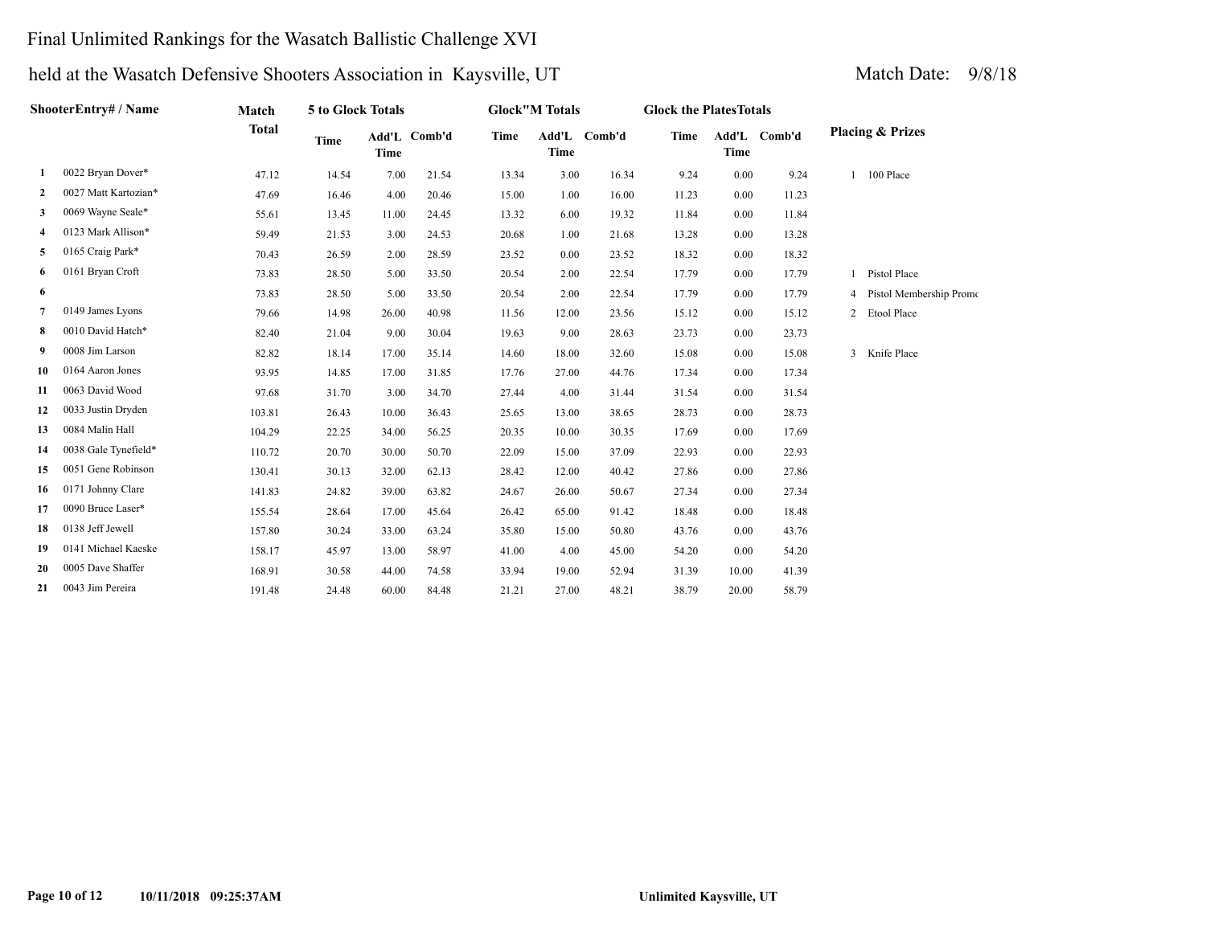# Final Unlimited Rankings for the Wasatch Ballistic Challenge XVI

## held at the Wasatch Defensive Shooters Association in Kaysville, UT

Match Date: 9/8/18

| | ShooterEntry# / Name | Match Total | 5 to Glock Totals | | | Glock"M Totals | | | Glock the PlatesTotals | | | Placing & Prizes |
|---|---|---|---|---|---|---|---|---|---|---|---|---|
| | | | Time | Add'L Time | Comb'd | Time | Add'L Time | Comb'd | Time | Add'L Time | Comb'd | |
| 1 | 0022 Bryan Dover* | 47.12 | 14.54 | 7.00 | 21.54 | 13.34 | 3.00 | 16.34 | 9.24 | 0.00 | 9.24 | 1 100 Place |
| 2 | 0027 Matt Kartozian* | 47.69 | 16.46 | 4.00 | 20.46 | 15.00 | 1.00 | 16.00 | 11.23 | 0.00 | 11.23 | |
| 3 | 0069 Wayne Seale* | 55.61 | 13.45 | 11.00 | 24.45 | 13.32 | 6.00 | 19.32 | 11.84 | 0.00 | 11.84 | |
| 4 | 0123 Mark Allison* | 59.49 | 21.53 | 3.00 | 24.53 | 20.68 | 1.00 | 21.68 | 13.28 | 0.00 | 13.28 | |
| 5 | 0165 Craig Park* | 70.43 | 26.59 | 2.00 | 28.59 | 23.52 | 0.00 | 23.52 | 18.32 | 0.00 | 18.32 | |
| 6 | 0161 Bryan Croft | 73.83 | 28.50 | 5.00 | 33.50 | 20.54 | 2.00 | 22.54 | 17.79 | 0.00 | 17.79 | 1 Pistol Place |
| 6 | | 73.83 | 28.50 | 5.00 | 33.50 | 20.54 | 2.00 | 22.54 | 17.79 | 0.00 | 17.79 | 4 Pistol Membership Promo |
| 7 | 0149 James Lyons | 79.66 | 14.98 | 26.00 | 40.98 | 11.56 | 12.00 | 23.56 | 15.12 | 0.00 | 15.12 | 2 Etool Place |
| 8 | 0010 David Hatch* | 82.40 | 21.04 | 9.00 | 30.04 | 19.63 | 9.00 | 28.63 | 23.73 | 0.00 | 23.73 | |
| 9 | 0008 Jim Larson | 82.82 | 18.14 | 17.00 | 35.14 | 14.60 | 18.00 | 32.60 | 15.08 | 0.00 | 15.08 | 3 Knife Place |
| 10 | 0164 Aaron Jones | 93.95 | 14.85 | 17.00 | 31.85 | 17.76 | 27.00 | 44.76 | 17.34 | 0.00 | 17.34 | |
| 11 | 0063 David Wood | 97.68 | 31.70 | 3.00 | 34.70 | 27.44 | 4.00 | 31.44 | 31.54 | 0.00 | 31.54 | |
| 12 | 0033 Justin Dryden | 103.81 | 26.43 | 10.00 | 36.43 | 25.65 | 13.00 | 38.65 | 28.73 | 0.00 | 28.73 | |
| 13 | 0084 Malin Hall | 104.29 | 22.25 | 34.00 | 56.25 | 20.35 | 10.00 | 30.35 | 17.69 | 0.00 | 17.69 | |
| 14 | 0038 Gale Tynefield* | 110.72 | 20.70 | 30.00 | 50.70 | 22.09 | 15.00 | 37.09 | 22.93 | 0.00 | 22.93 | |
| 15 | 0051 Gene Robinson | 130.41 | 30.13 | 32.00 | 62.13 | 28.42 | 12.00 | 40.42 | 27.86 | 0.00 | 27.86 | |
| 16 | 0171 Johnny Clare | 141.83 | 24.82 | 39.00 | 63.82 | 24.67 | 26.00 | 50.67 | 27.34 | 0.00 | 27.34 | |
| 17 | 0090 Bruce Laser* | 155.54 | 28.64 | 17.00 | 45.64 | 26.42 | 65.00 | 91.42 | 18.48 | 0.00 | 18.48 | |
| 18 | 0138 Jeff Jewell | 157.80 | 30.24 | 33.00 | 63.24 | 35.80 | 15.00 | 50.80 | 43.76 | 0.00 | 43.76 | |
| 19 | 0141 Michael Kaeske | 158.17 | 45.97 | 13.00 | 58.97 | 41.00 | 4.00 | 45.00 | 54.20 | 0.00 | 54.20 | |
| 20 | 0005 Dave Shaffer | 168.91 | 30.58 | 44.00 | 74.58 | 33.94 | 19.00 | 52.94 | 31.39 | 10.00 | 41.39 | |
| 21 | 0043 Jim Pereira | 191.48 | 24.48 | 60.00 | 84.48 | 21.21 | 27.00 | 48.21 | 38.79 | 20.00 | 58.79 | |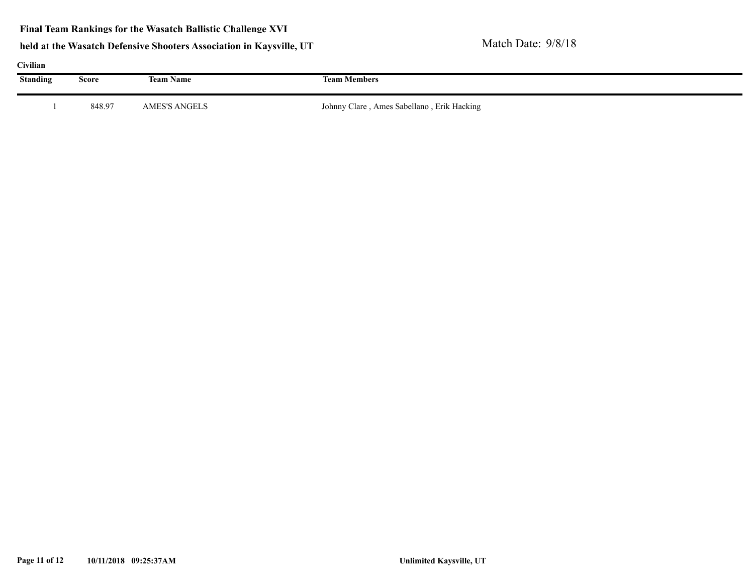**Final Team Rankings for the Wasatch Ballistic Challenge XVI**

**held at the Wasatch Defensive Shooters Association in Kaysville, UT**

Match Date: 9/8/18

**Civilian**

| Standing | Score | Team Name | Team Members |
|---|---|---|---|
| 1 | 848.97 | AMES'S ANGELS | Johnny Clare , Ames Sabellano , Erik Hacking |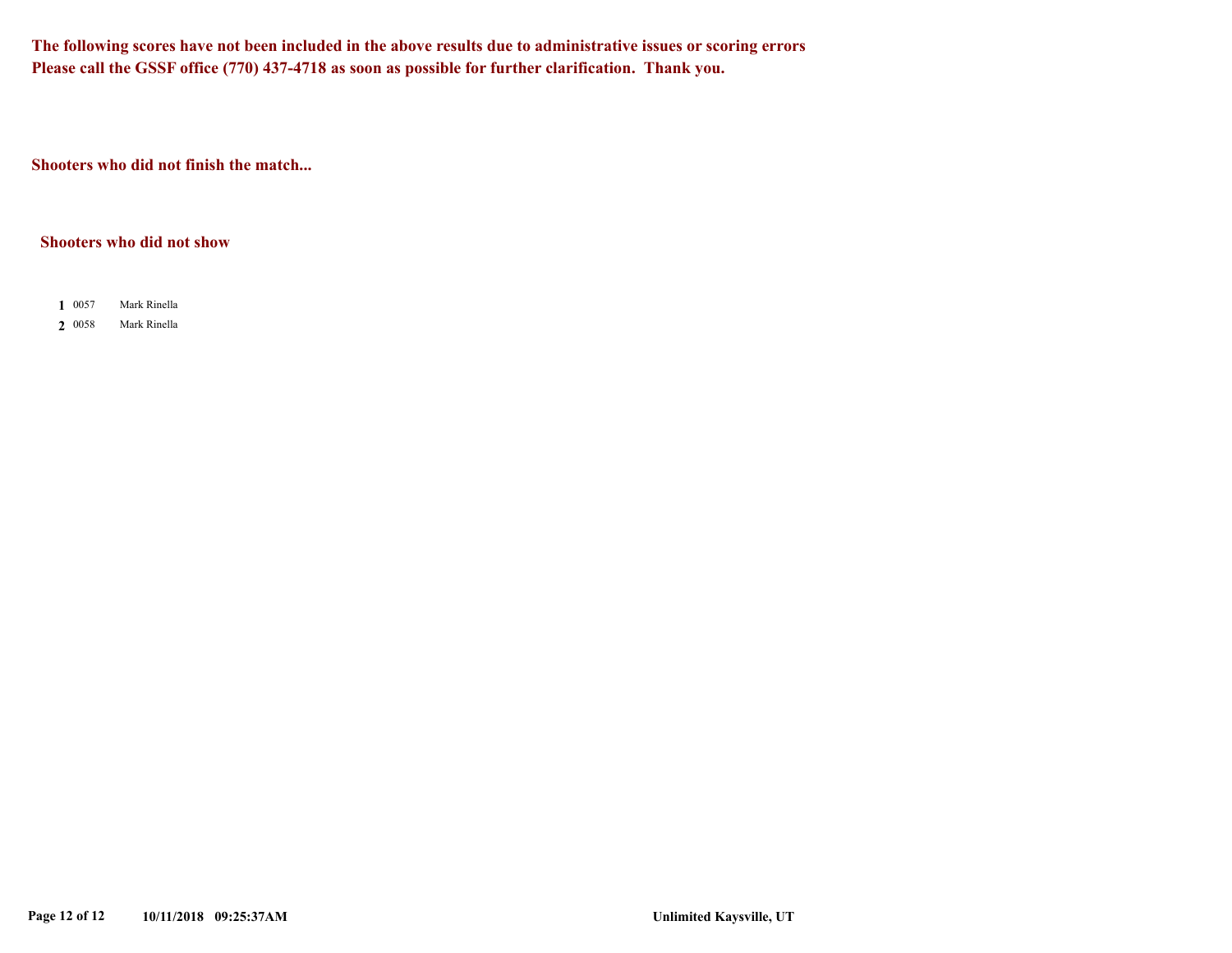**The following scores have not been included in the above results due to administrative issues or scoring errors**
**Please call the GSSF office (770) 437-4718 as soon as possible for further clarification. Thank you.**

**Shooters who did not finish the match...**

**Shooters who did not show**

| | | |
|---|---|---|
| **1** | 0057 | Mark Rinella |
| **2** | 0058 | Mark Rinella |